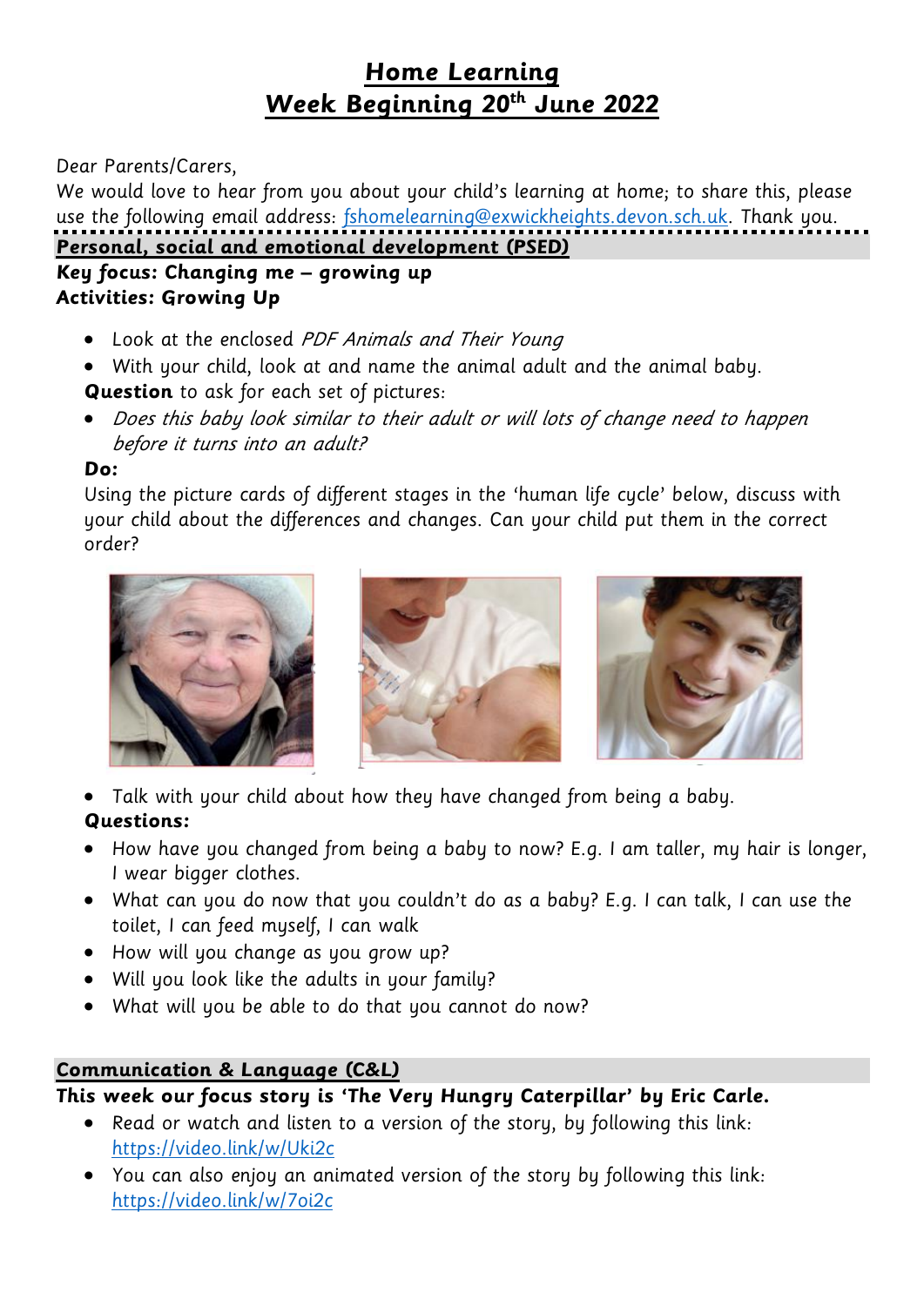# Home Learning
# Week Beginning 20th June 2022

Dear Parents/Carers,
We would love to hear from you about your child's learning at home; to share this, please use the following email address: fshomelearning@exwickheights.devon.sch.uk. Thank you.

## Personal, social and emotional development (PSED)

**Key focus: Changing me – growing up**
**Activities: Growing Up**

- Look at the enclosed *PDF Animals and Their Young*
- With your child, look at and name the animal adult and the animal baby.

**Question** to ask for each set of pictures:

- *Does this baby look similar to their adult or will lots of change need to happen before it turns into an adult?*

**Do:**
Using the picture cards of different stages in the 'human life cycle' below, discuss with your child about the differences and changes. Can your child put them in the correct order?

- Talk with your child about how they have changed from being a baby.

**Questions:**

- How have you changed from being a baby to now? E.g. I am taller, my hair is longer, I wear bigger clothes.
- What can you do now that you couldn't do as a baby? E.g. I can talk, I can use the toilet, I can feed myself, I can walk
- How will you change as you grow up?
- Will you look like the adults in your family?
- What will you be able to do that you cannot do now?

## Communication & Language (C&L)

**This week our focus story is 'The Very Hungry Caterpillar' by Eric Carle.**

- Read or watch and listen to a version of the story, by following this link: https://video.link/w/Uki2c
- You can also enjoy an animated version of the story by following this link: https://video.link/w/7oi2c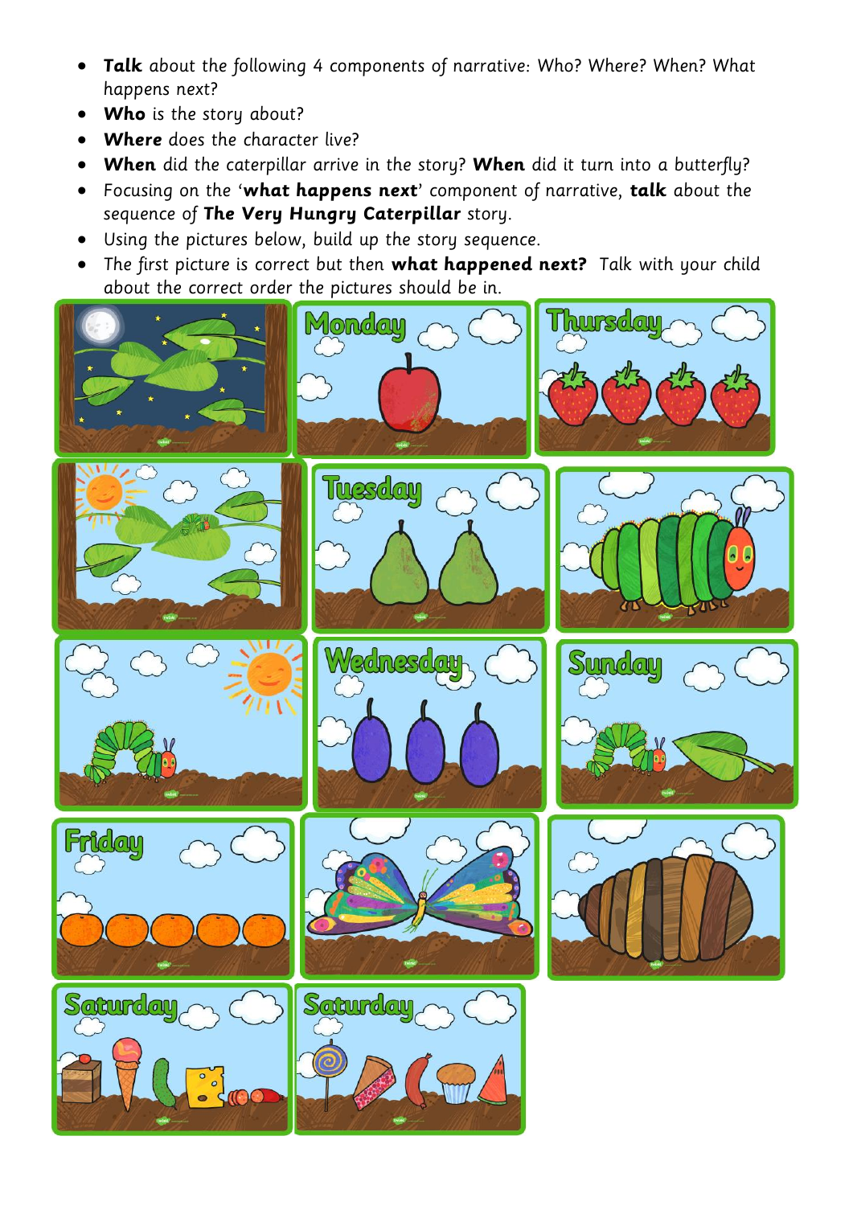- **Talk** about the following 4 components of narrative: Who? Where? When? What happens next?
- **Who** is the story about?
- **Where** does the character live?
- **When** did the caterpillar arrive in the story? **When** did it turn into a butterfly?
- Focusing on the '**what happens next**' component of narrative, **talk** about the sequence of **The Very Hungry Caterpillar** story.
- Using the pictures below, build up the story sequence.
- The first picture is correct but then **what happened next?** Talk with your child about the correct order the pictures should be in.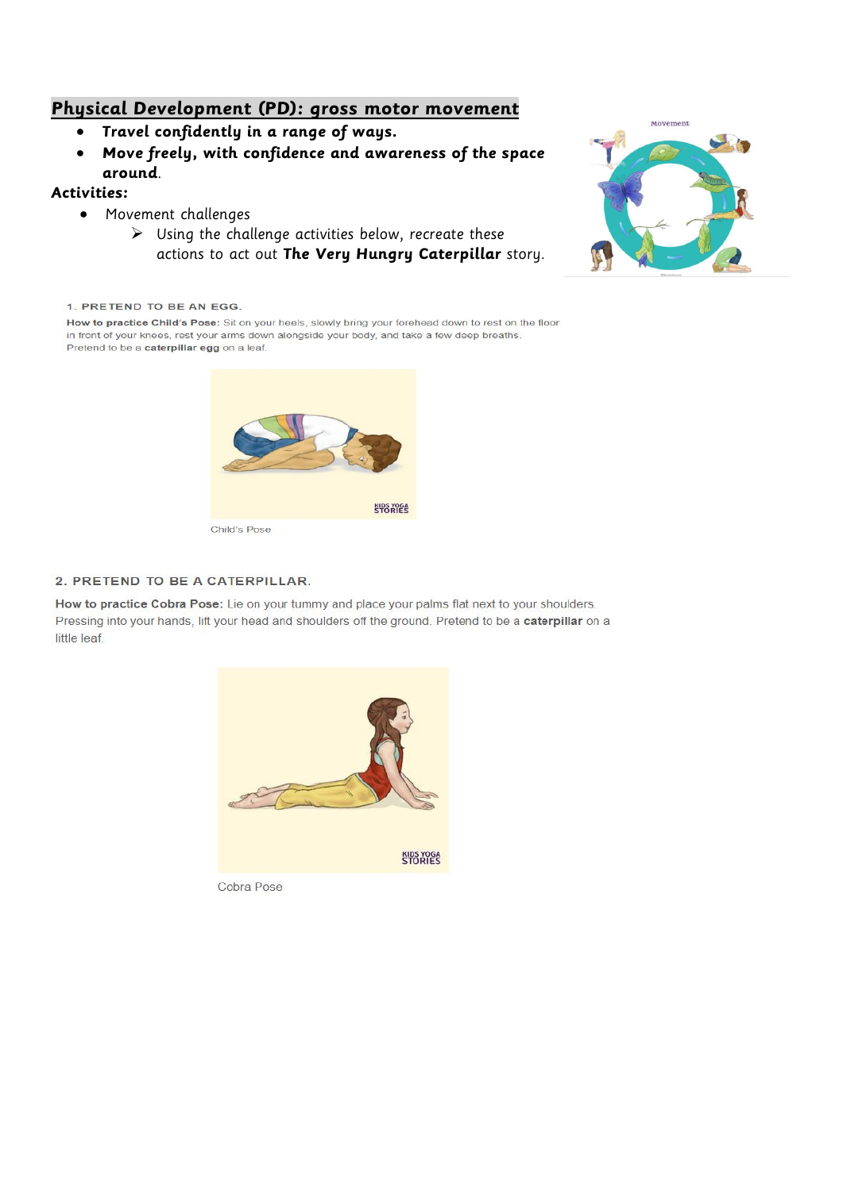## Physical Development (PD): gross motor movement

- **Travel confidently in a range of ways.**
- **Move freely, with confidence and awareness of the space around.**

**Activities:**

- Movement challenges
  - Using the challenge activities below, recreate these actions to act out **The Very Hungry Caterpillar** story.

1. PRETEND TO BE AN EGG.

**How to practice Child's Pose:** Sit on your heels, slowly bring your forehead down to rest on the floor in front of your knees, rest your arms down alongside your body, and take a few deep breaths. Pretend to be a **caterpillar egg** on a leaf.

Child's Pose

2. PRETEND TO BE A CATERPILLAR.

**How to practice Cobra Pose:** Lie on your tummy and place your palms flat next to your shoulders. Pressing into your hands, lift your head and shoulders off the ground. Pretend to be a **caterpillar** on a little leaf.

Cobra Pose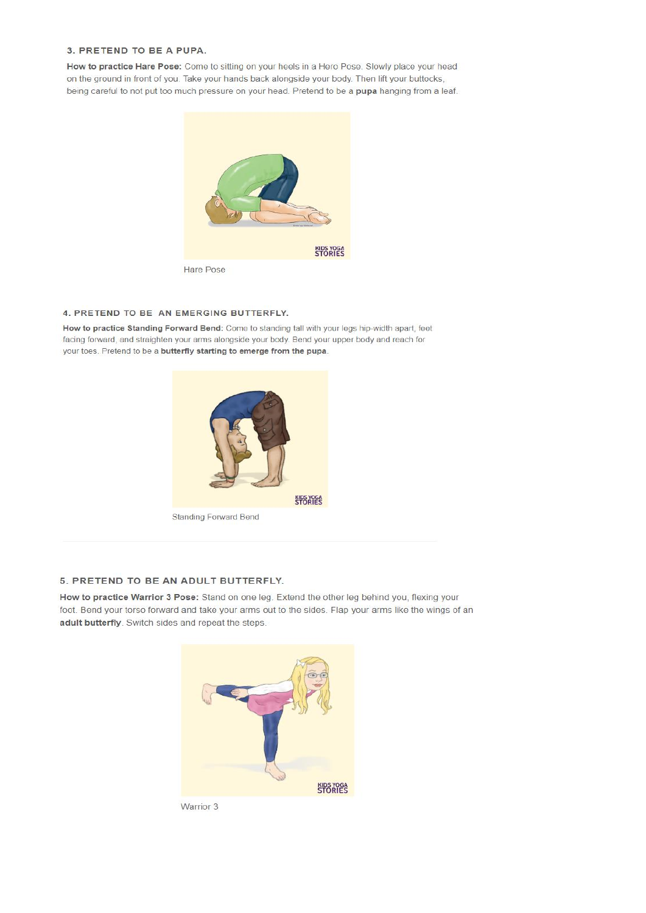### 3. PRETEND TO BE A PUPA.

**How to practice Hare Pose:** Come to sitting on your heels in a Hero Pose. Slowly place your head on the ground in front of you. Take your hands back alongside your body. Then lift your buttocks, being careful to not put too much pressure on your head. Pretend to be a **pupa** hanging from a leaf.

Hare Pose

### 4. PRETEND TO BE AN EMERGING BUTTERFLY.

**How to practice Standing Forward Bend:** Come to standing tall with your legs hip-width apart, feet facing forward, and straighten your arms alongside your body. Bend your upper body and reach for your toes. Pretend to be a **butterfly starting to emerge from the pupa**.

Standing Forward Bend

### 5. PRETEND TO BE AN ADULT BUTTERFLY.

**How to practice Warrior 3 Pose:** Stand on one leg. Extend the other leg behind you, flexing your foot. Bend your torso forward and take your arms out to the sides. Flap your arms like the wings of an **adult butterfly**. Switch sides and repeat the steps.

Warrior 3